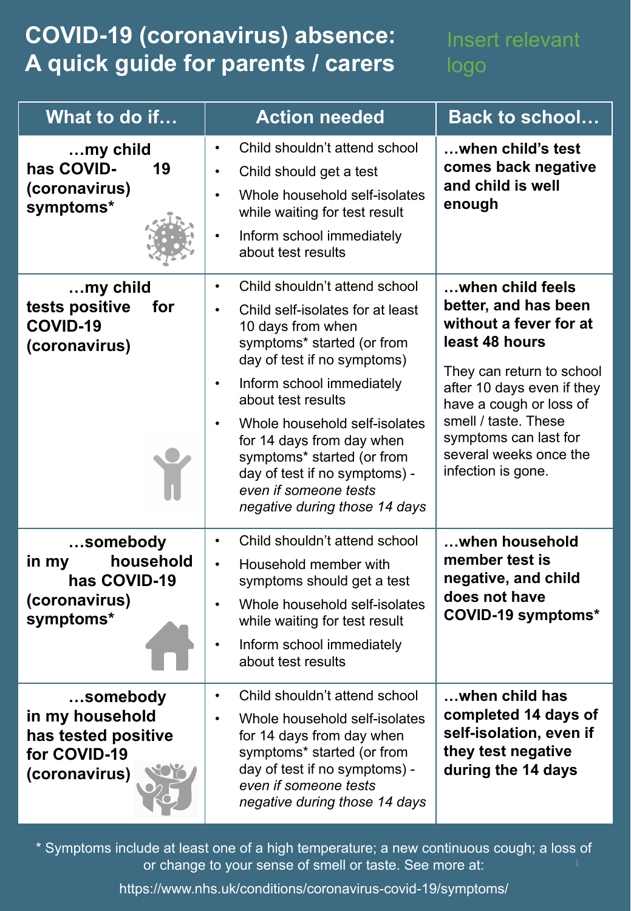# COVID-19 (coronavirus) absence: A quick guide for parents / carers

Insert relevant logo

| What to do if… | Action needed | Back to school… |
|---|---|---|
| **…my child has COVID-19 (coronavirus) symptoms*** | • Child shouldn't attend school<br>• Child should get a test<br>• Whole household self-isolates while waiting for test result<br>• Inform school immediately about test results | **…when child's test comes back negative and child is well enough** |
| **…my child tests positive for COVID-19 (coronavirus)** | • Child shouldn't attend school<br>• Child self-isolates for at least 10 days from when symptoms* started (or from day of test if no symptoms)<br>• Inform school immediately about test results<br>• Whole household self-isolates for 14 days from day when symptoms* started (or from day of test if no symptoms) - *even if someone tests negative during those 14 days* | **…when child feels better, and has been without a fever for at least 48 hours**<br><br>They can return to school after 10 days even if they have a cough or loss of smell / taste. These symptoms can last for several weeks once the infection is gone. |
| **…somebody in my household has COVID-19 (coronavirus) symptoms*** | • Child shouldn't attend school<br>• Household member with symptoms should get a test<br>• Whole household self-isolates while waiting for test result<br>• Inform school immediately about test results | **…when household member test is negative, and child does not have COVID-19 symptoms*** |
| **…somebody in my household has tested positive for COVID-19 (coronavirus)** | • Child shouldn't attend school<br>• Whole household self-isolates for 14 days from day when symptoms* started (or from day of test if no symptoms) - *even if someone tests negative during those 14 days* | **…when child has completed 14 days of self-isolation, even if they test negative during the 14 days** |

* Symptoms include at least one of a high temperature; a new continuous cough; a loss of or change to your sense of smell or taste. See more at:

https://www.nhs.uk/conditions/coronavirus-covid-19/symptoms/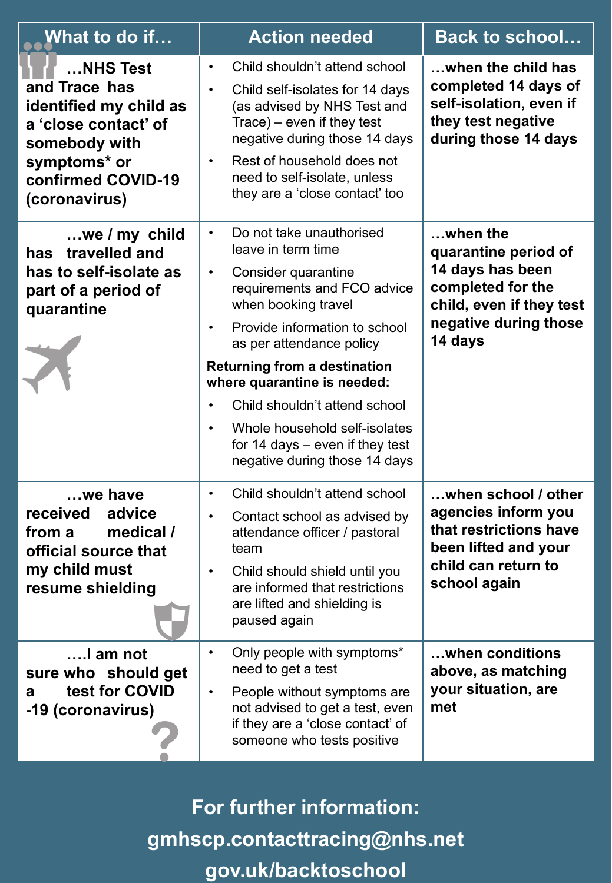| What to do if… | Action needed | Back to school… |
|---|---|---|
| **…NHS Test and Trace has identified my child as a 'close contact' of somebody with symptoms* or confirmed COVID-19 (coronavirus)** | • Child shouldn't attend school<br>• Child self-isolates for 14 days (as advised by NHS Test and Trace) – even if they test negative during those 14 days<br>• Rest of household does not need to self-isolate, unless they are a 'close contact' too | **…when the child has completed 14 days of self-isolation, even if they test negative during those 14 days** |
| **…we / my child has travelled and has to self-isolate as part of a period of quarantine** | • Do not take unauthorised leave in term time<br>• Consider quarantine requirements and FCO advice when booking travel<br>• Provide information to school as per attendance policy<br>**Returning from a destination where quarantine is needed:**<br>• Child shouldn't attend school<br>• Whole household self-isolates for 14 days – even if they test negative during those 14 days | **…when the quarantine period of 14 days has been completed for the child, even if they test negative during those 14 days** |
| **…we have received advice from a medical / official source that my child must resume shielding** | • Child shouldn't attend school<br>• Contact school as advised by attendance officer / pastoral team<br>• Child should shield until you are informed that restrictions are lifted and shielding is paused again | **…when school / other agencies inform you that restrictions have been lifted and your child can return to school again** |
| **….I am not sure who should get a test for COVID -19 (coronavirus)** | • Only people with symptoms* need to get a test<br>• People without symptoms are not advised to get a test, even if they are a 'close contact' of someone who tests positive | **…when conditions above, as matching your situation, are met** |

**For further information:**

**gmhscp.contacttracing@nhs.net**

**gov.uk/backtoschool**